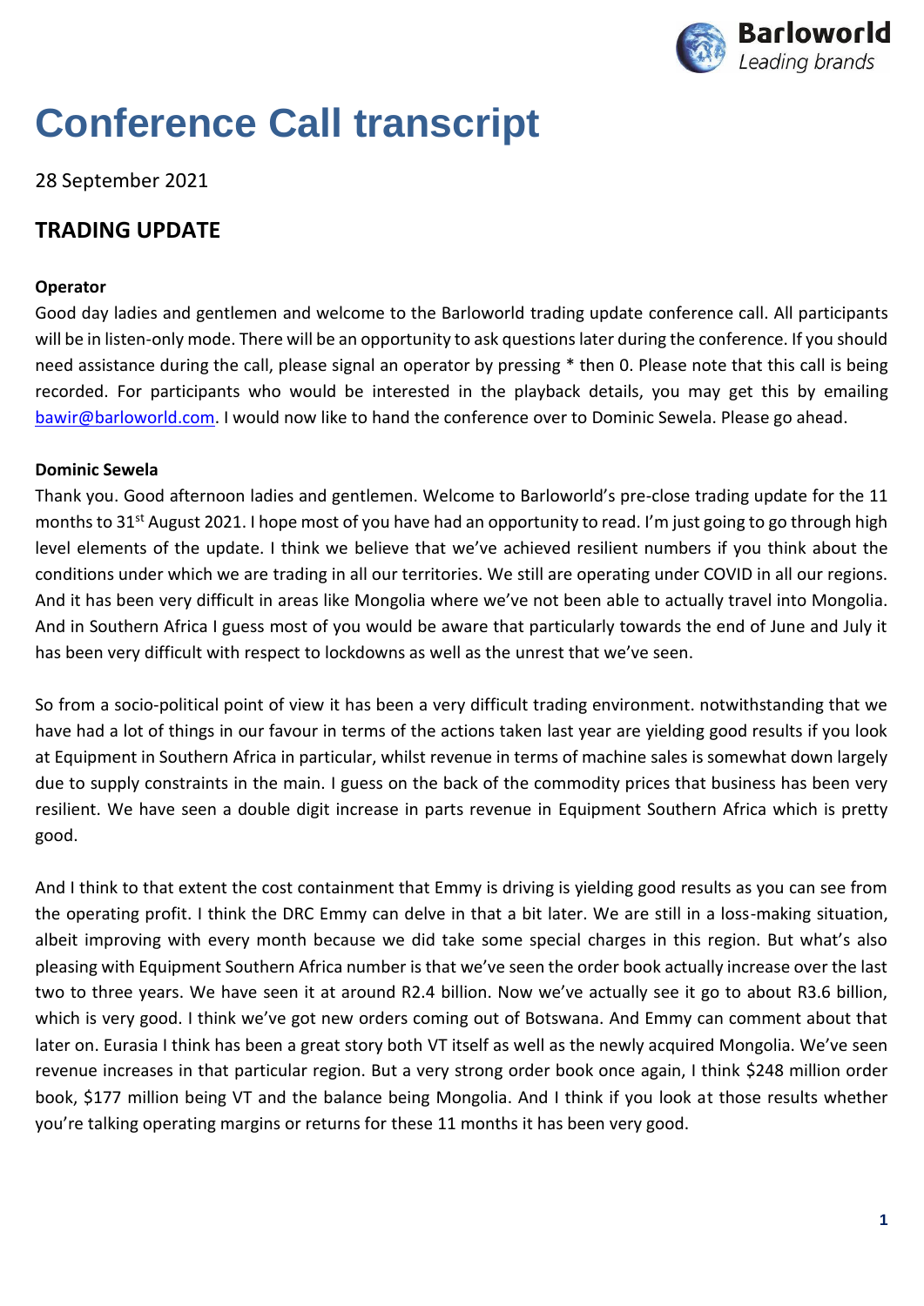# Conference Call transcript

28 September 2021

## TRADING UPDATE

**Operator**

Good day ladies and gentlemen and welcome to the Barloworld trading update conference call. All participants will be in listen-only mode. There will be an opportunity to ask questions later during the conference. If you should need assistance during the call, please signal an operator by pressing * then 0. Please note that this call is being recorded. For participants who would be interested in the playback details, you may get this by emailing bawir@barloworld.com. I would now like to hand the conference over to Dominic Sewela. Please go ahead.

**Dominic Sewela**

Thank you. Good afternoon ladies and gentlemen. Welcome to Barloworld's pre-close trading update for the 11 months to 31st August 2021. I hope most of you have had an opportunity to read. I'm just going to go through high level elements of the update. I think we believe that we've achieved resilient numbers if you think about the conditions under which we are trading in all our territories. We still are operating under COVID in all our regions. And it has been very difficult in areas like Mongolia where we've not been able to actually travel into Mongolia. And in Southern Africa I guess most of you would be aware that particularly towards the end of June and July it has been very difficult with respect to lockdowns as well as the unrest that we've seen.

So from a socio-political point of view it has been a very difficult trading environment. notwithstanding that we have had a lot of things in our favour in terms of the actions taken last year are yielding good results if you look at Equipment in Southern Africa in particular, whilst revenue in terms of machine sales is somewhat down largely due to supply constraints in the main. I guess on the back of the commodity prices that business has been very resilient. We have seen a double digit increase in parts revenue in Equipment Southern Africa which is pretty good.

And I think to that extent the cost containment that Emmy is driving is yielding good results as you can see from the operating profit. I think the DRC Emmy can delve in that a bit later. We are still in a loss-making situation, albeit improving with every month because we did take some special charges in this region. But what's also pleasing with Equipment Southern Africa number is that we've seen the order book actually increase over the last two to three years. We have seen it at around R2.4 billion. Now we've actually see it go to about R3.6 billion, which is very good. I think we've got new orders coming out of Botswana. And Emmy can comment about that later on. Eurasia I think has been a great story both VT itself as well as the newly acquired Mongolia. We've seen revenue increases in that particular region. But a very strong order book once again, I think $248 million order book, $177 million being VT and the balance being Mongolia. And I think if you look at those results whether you're talking operating margins or returns for these 11 months it has been very good.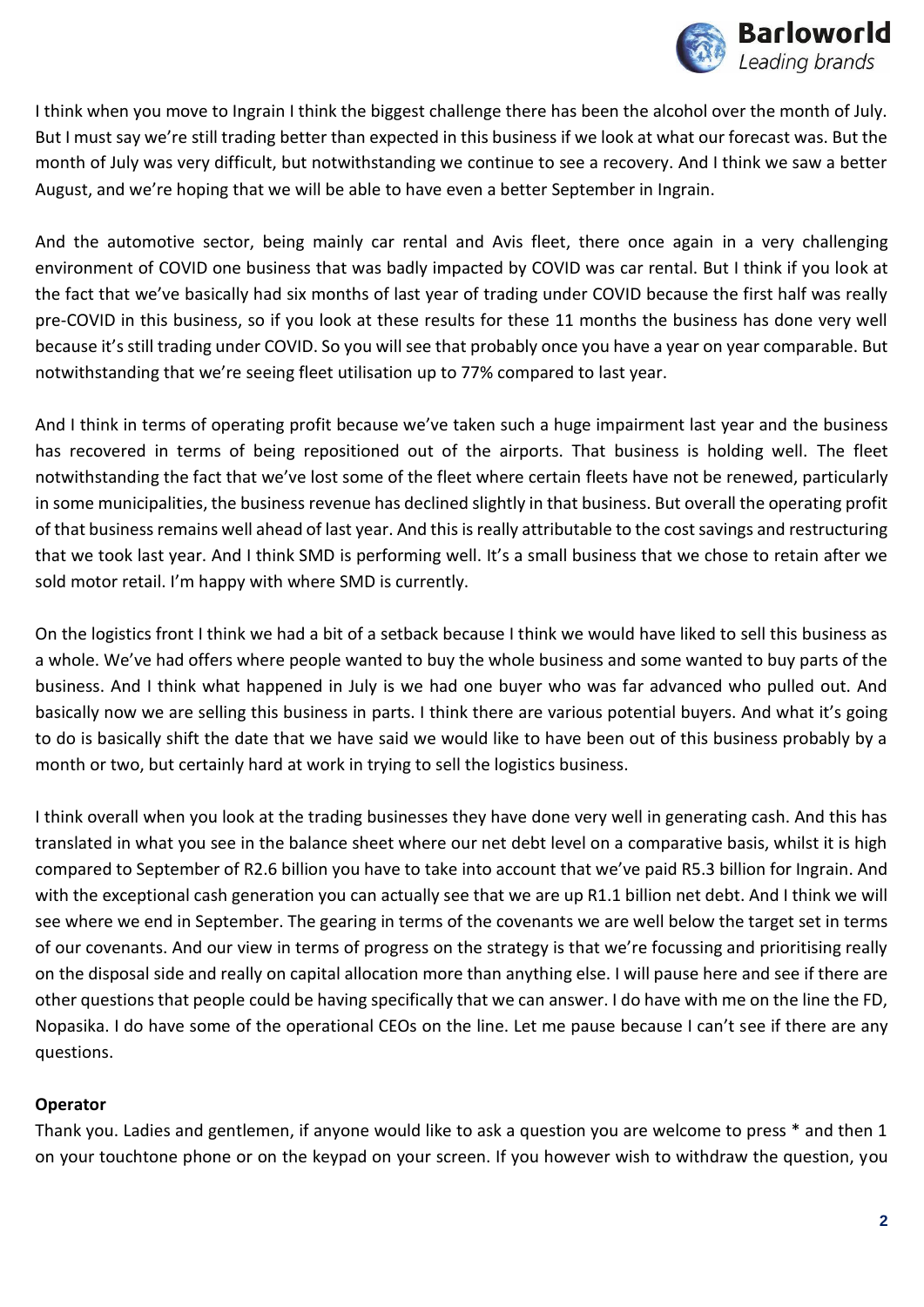I think when you move to Ingrain I think the biggest challenge there has been the alcohol over the month of July. But I must say we're still trading better than expected in this business if we look at what our forecast was. But the month of July was very difficult, but notwithstanding we continue to see a recovery. And I think we saw a better August, and we're hoping that we will be able to have even a better September in Ingrain.

And the automotive sector, being mainly car rental and Avis fleet, there once again in a very challenging environment of COVID one business that was badly impacted by COVID was car rental. But I think if you look at the fact that we've basically had six months of last year of trading under COVID because the first half was really pre-COVID in this business, so if you look at these results for these 11 months the business has done very well because it's still trading under COVID. So you will see that probably once you have a year on year comparable. But notwithstanding that we're seeing fleet utilisation up to 77% compared to last year.

And I think in terms of operating profit because we've taken such a huge impairment last year and the business has recovered in terms of being repositioned out of the airports. That business is holding well. The fleet notwithstanding the fact that we've lost some of the fleet where certain fleets have not be renewed, particularly in some municipalities, the business revenue has declined slightly in that business. But overall the operating profit of that business remains well ahead of last year. And this is really attributable to the cost savings and restructuring that we took last year. And I think SMD is performing well. It's a small business that we chose to retain after we sold motor retail. I'm happy with where SMD is currently.

On the logistics front I think we had a bit of a setback because I think we would have liked to sell this business as a whole. We've had offers where people wanted to buy the whole business and some wanted to buy parts of the business. And I think what happened in July is we had one buyer who was far advanced who pulled out. And basically now we are selling this business in parts. I think there are various potential buyers. And what it's going to do is basically shift the date that we have said we would like to have been out of this business probably by a month or two, but certainly hard at work in trying to sell the logistics business.

I think overall when you look at the trading businesses they have done very well in generating cash. And this has translated in what you see in the balance sheet where our net debt level on a comparative basis, whilst it is high compared to September of R2.6 billion you have to take into account that we've paid R5.3 billion for Ingrain. And with the exceptional cash generation you can actually see that we are up R1.1 billion net debt. And I think we will see where we end in September. The gearing in terms of the covenants we are well below the target set in terms of our covenants. And our view in terms of progress on the strategy is that we're focussing and prioritising really on the disposal side and really on capital allocation more than anything else. I will pause here and see if there are other questions that people could be having specifically that we can answer. I do have with me on the line the FD, Nopasika. I do have some of the operational CEOs on the line. Let me pause because I can't see if there are any questions.

**Operator**

Thank you. Ladies and gentlemen, if anyone would like to ask a question you are welcome to press * and then 1 on your touchtone phone or on the keypad on your screen. If you however wish to withdraw the question, you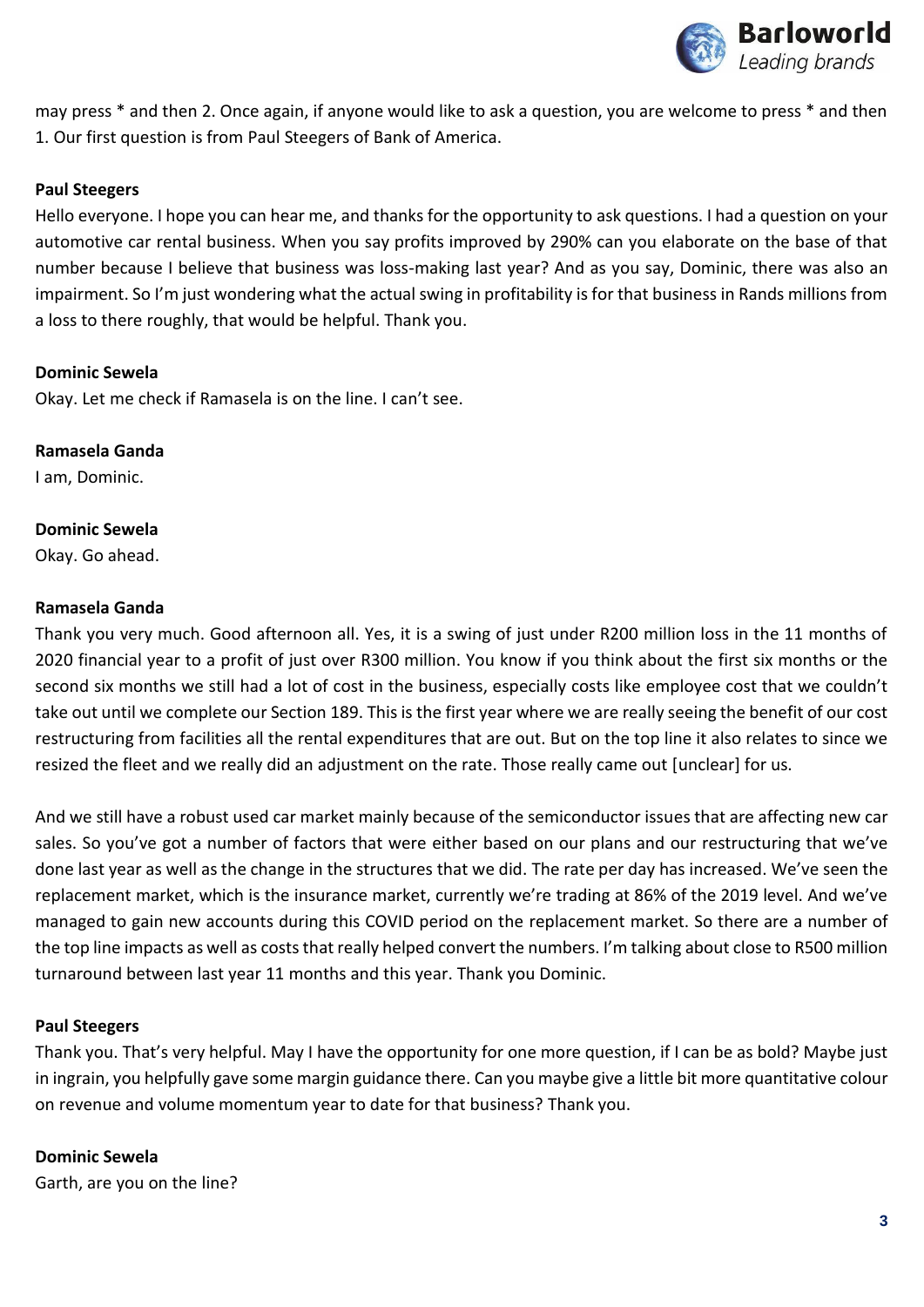may press * and then 2. Once again, if anyone would like to ask a question, you are welcome to press * and then 1. Our first question is from Paul Steegers of Bank of America.

**Paul Steegers**

Hello everyone. I hope you can hear me, and thanks for the opportunity to ask questions. I had a question on your automotive car rental business. When you say profits improved by 290% can you elaborate on the base of that number because I believe that business was loss-making last year? And as you say, Dominic, there was also an impairment. So I'm just wondering what the actual swing in profitability is for that business in Rands millions from a loss to there roughly, that would be helpful. Thank you.

**Dominic Sewela**

Okay. Let me check if Ramasela is on the line. I can't see.

**Ramasela Ganda**

I am, Dominic.

**Dominic Sewela**

Okay. Go ahead.

**Ramasela Ganda**

Thank you very much. Good afternoon all. Yes, it is a swing of just under R200 million loss in the 11 months of 2020 financial year to a profit of just over R300 million. You know if you think about the first six months or the second six months we still had a lot of cost in the business, especially costs like employee cost that we couldn't take out until we complete our Section 189. This is the first year where we are really seeing the benefit of our cost restructuring from facilities all the rental expenditures that are out. But on the top line it also relates to since we resized the fleet and we really did an adjustment on the rate. Those really came out [unclear] for us.

And we still have a robust used car market mainly because of the semiconductor issues that are affecting new car sales. So you've got a number of factors that were either based on our plans and our restructuring that we've done last year as well as the change in the structures that we did. The rate per day has increased. We've seen the replacement market, which is the insurance market, currently we're trading at 86% of the 2019 level. And we've managed to gain new accounts during this COVID period on the replacement market. So there are a number of the top line impacts as well as costs that really helped convert the numbers. I'm talking about close to R500 million turnaround between last year 11 months and this year. Thank you Dominic.

**Paul Steegers**

Thank you. That's very helpful. May I have the opportunity for one more question, if I can be as bold? Maybe just in ingrain, you helpfully gave some margin guidance there. Can you maybe give a little bit more quantitative colour on revenue and volume momentum year to date for that business? Thank you.

**Dominic Sewela**

Garth, are you on the line?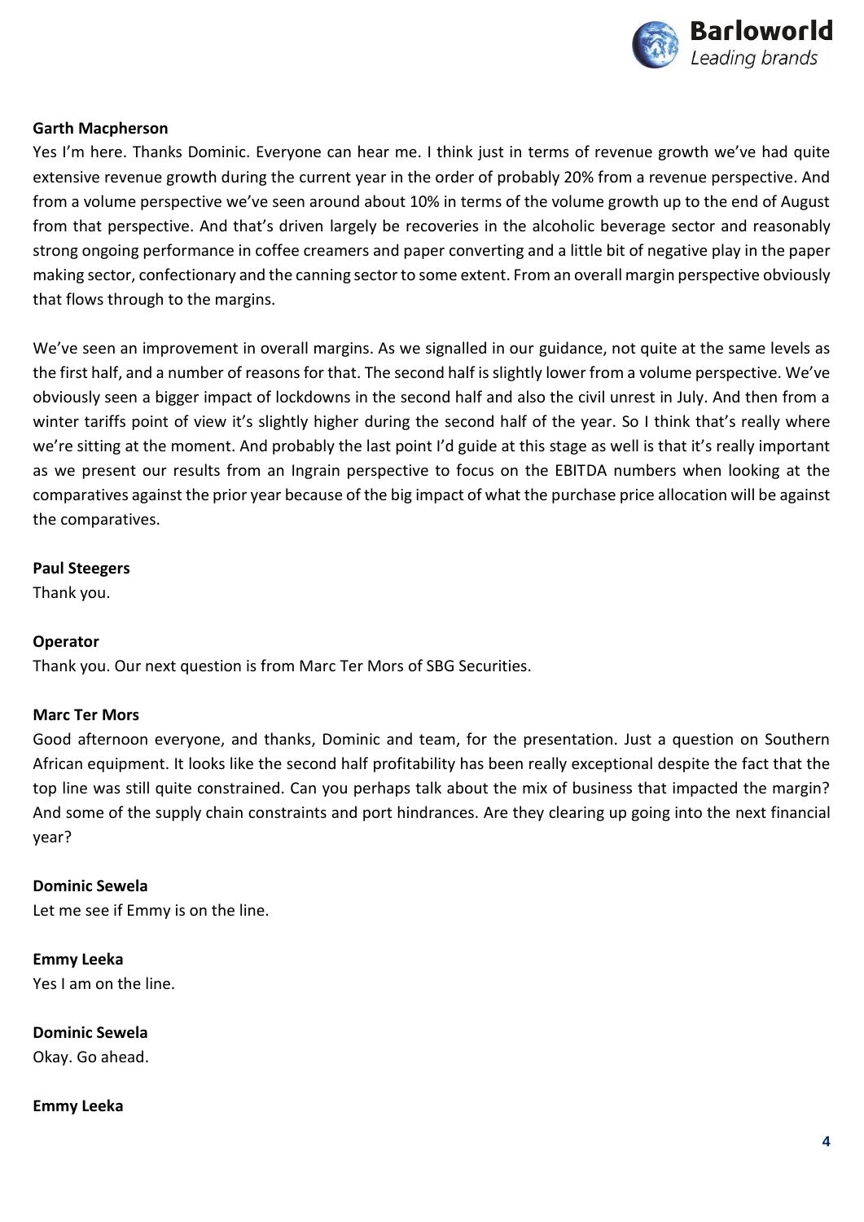**Garth Macpherson**

Yes I'm here. Thanks Dominic. Everyone can hear me. I think just in terms of revenue growth we've had quite extensive revenue growth during the current year in the order of probably 20% from a revenue perspective. And from a volume perspective we've seen around about 10% in terms of the volume growth up to the end of August from that perspective. And that's driven largely be recoveries in the alcoholic beverage sector and reasonably strong ongoing performance in coffee creamers and paper converting and a little bit of negative play in the paper making sector, confectionary and the canning sector to some extent. From an overall margin perspective obviously that flows through to the margins.

We've seen an improvement in overall margins. As we signalled in our guidance, not quite at the same levels as the first half, and a number of reasons for that. The second half is slightly lower from a volume perspective. We've obviously seen a bigger impact of lockdowns in the second half and also the civil unrest in July. And then from a winter tariffs point of view it's slightly higher during the second half of the year. So I think that's really where we're sitting at the moment. And probably the last point I'd guide at this stage as well is that it's really important as we present our results from an Ingrain perspective to focus on the EBITDA numbers when looking at the comparatives against the prior year because of the big impact of what the purchase price allocation will be against the comparatives.

**Paul Steegers**

Thank you.

**Operator**

Thank you. Our next question is from Marc Ter Mors of SBG Securities.

**Marc Ter Mors**

Good afternoon everyone, and thanks, Dominic and team, for the presentation. Just a question on Southern African equipment. It looks like the second half profitability has been really exceptional despite the fact that the top line was still quite constrained. Can you perhaps talk about the mix of business that impacted the margin? And some of the supply chain constraints and port hindrances. Are they clearing up going into the next financial year?

**Dominic Sewela**

Let me see if Emmy is on the line.

**Emmy Leeka**

Yes I am on the line.

**Dominic Sewela**

Okay. Go ahead.

**Emmy Leeka**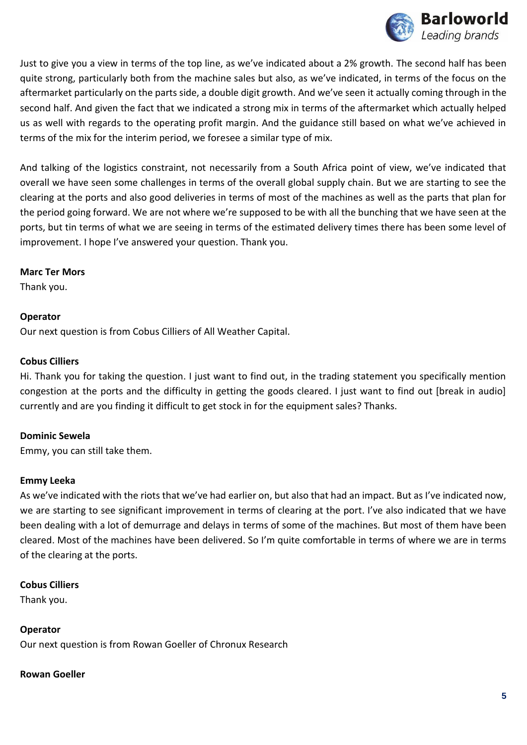Just to give you a view in terms of the top line, as we've indicated about a 2% growth. The second half has been quite strong, particularly both from the machine sales but also, as we've indicated, in terms of the focus on the aftermarket particularly on the parts side, a double digit growth. And we've seen it actually coming through in the second half. And given the fact that we indicated a strong mix in terms of the aftermarket which actually helped us as well with regards to the operating profit margin. And the guidance still based on what we've achieved in terms of the mix for the interim period, we foresee a similar type of mix.

And talking of the logistics constraint, not necessarily from a South Africa point of view, we've indicated that overall we have seen some challenges in terms of the overall global supply chain. But we are starting to see the clearing at the ports and also good deliveries in terms of most of the machines as well as the parts that plan for the period going forward. We are not where we're supposed to be with all the bunching that we have seen at the ports, but tin terms of what we are seeing in terms of the estimated delivery times there has been some level of improvement. I hope I've answered your question. Thank you.

**Marc Ter Mors**
Thank you.

**Operator**
Our next question is from Cobus Cilliers of All Weather Capital.

**Cobus Cilliers**
Hi. Thank you for taking the question. I just want to find out, in the trading statement you specifically mention congestion at the ports and the difficulty in getting the goods cleared. I just want to find out [break in audio] currently and are you finding it difficult to get stock in for the equipment sales? Thanks.

**Dominic Sewela**
Emmy, you can still take them.

**Emmy Leeka**
As we've indicated with the riots that we've had earlier on, but also that had an impact. But as I've indicated now, we are starting to see significant improvement in terms of clearing at the port. I've also indicated that we have been dealing with a lot of demurrage and delays in terms of some of the machines. But most of them have been cleared. Most of the machines have been delivered. So I'm quite comfortable in terms of where we are in terms of the clearing at the ports.

**Cobus Cilliers**
Thank you.

**Operator**
Our next question is from Rowan Goeller of Chronux Research

**Rowan Goeller**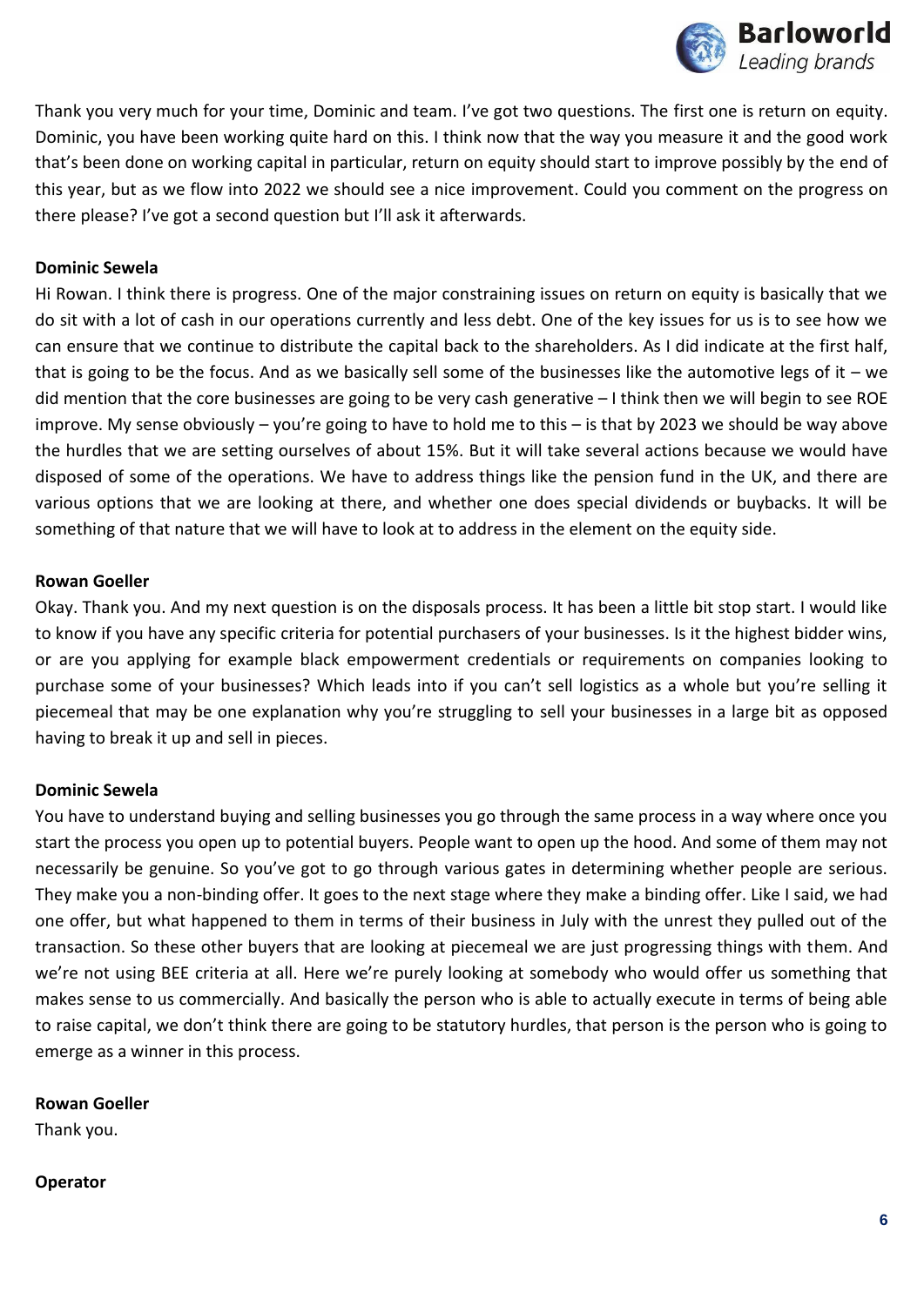Thank you very much for your time, Dominic and team. I've got two questions. The first one is return on equity. Dominic, you have been working quite hard on this. I think now that the way you measure it and the good work that's been done on working capital in particular, return on equity should start to improve possibly by the end of this year, but as we flow into 2022 we should see a nice improvement. Could you comment on the progress on there please? I've got a second question but I'll ask it afterwards.

**Dominic Sewela**

Hi Rowan. I think there is progress. One of the major constraining issues on return on equity is basically that we do sit with a lot of cash in our operations currently and less debt. One of the key issues for us is to see how we can ensure that we continue to distribute the capital back to the shareholders. As I did indicate at the first half, that is going to be the focus. And as we basically sell some of the businesses like the automotive legs of it – we did mention that the core businesses are going to be very cash generative – I think then we will begin to see ROE improve. My sense obviously – you're going to have to hold me to this – is that by 2023 we should be way above the hurdles that we are setting ourselves of about 15%. But it will take several actions because we would have disposed of some of the operations. We have to address things like the pension fund in the UK, and there are various options that we are looking at there, and whether one does special dividends or buybacks. It will be something of that nature that we will have to look at to address in the element on the equity side.

**Rowan Goeller**

Okay. Thank you. And my next question is on the disposals process. It has been a little bit stop start. I would like to know if you have any specific criteria for potential purchasers of your businesses. Is it the highest bidder wins, or are you applying for example black empowerment credentials or requirements on companies looking to purchase some of your businesses? Which leads into if you can't sell logistics as a whole but you're selling it piecemeal that may be one explanation why you're struggling to sell your businesses in a large bit as opposed having to break it up and sell in pieces.

**Dominic Sewela**

You have to understand buying and selling businesses you go through the same process in a way where once you start the process you open up to potential buyers. People want to open up the hood. And some of them may not necessarily be genuine. So you've got to go through various gates in determining whether people are serious. They make you a non-binding offer. It goes to the next stage where they make a binding offer. Like I said, we had one offer, but what happened to them in terms of their business in July with the unrest they pulled out of the transaction. So these other buyers that are looking at piecemeal we are just progressing things with them. And we're not using BEE criteria at all. Here we're purely looking at somebody who would offer us something that makes sense to us commercially. And basically the person who is able to actually execute in terms of being able to raise capital, we don't think there are going to be statutory hurdles, that person is the person who is going to emerge as a winner in this process.

**Rowan Goeller**

Thank you.

**Operator**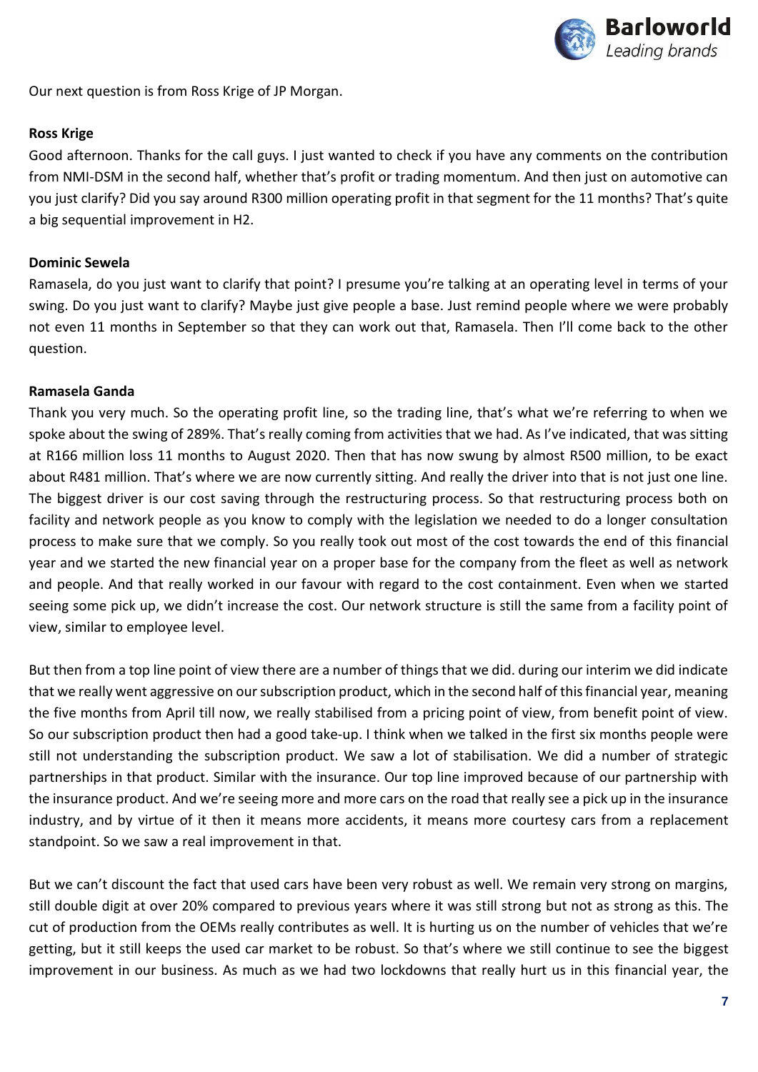Our next question is from Ross Krige of JP Morgan.

**Ross Krige**

Good afternoon. Thanks for the call guys. I just wanted to check if you have any comments on the contribution from NMI-DSM in the second half, whether that's profit or trading momentum. And then just on automotive can you just clarify? Did you say around R300 million operating profit in that segment for the 11 months? That's quite a big sequential improvement in H2.

**Dominic Sewela**

Ramasela, do you just want to clarify that point? I presume you're talking at an operating level in terms of your swing. Do you just want to clarify? Maybe just give people a base. Just remind people where we were probably not even 11 months in September so that they can work out that, Ramasela. Then I'll come back to the other question.

**Ramasela Ganda**

Thank you very much. So the operating profit line, so the trading line, that's what we're referring to when we spoke about the swing of 289%. That's really coming from activities that we had. As I've indicated, that was sitting at R166 million loss 11 months to August 2020. Then that has now swung by almost R500 million, to be exact about R481 million. That's where we are now currently sitting. And really the driver into that is not just one line. The biggest driver is our cost saving through the restructuring process. So that restructuring process both on facility and network people as you know to comply with the legislation we needed to do a longer consultation process to make sure that we comply. So you really took out most of the cost towards the end of this financial year and we started the new financial year on a proper base for the company from the fleet as well as network and people. And that really worked in our favour with regard to the cost containment. Even when we started seeing some pick up, we didn't increase the cost. Our network structure is still the same from a facility point of view, similar to employee level.

But then from a top line point of view there are a number of things that we did. during our interim we did indicate that we really went aggressive on our subscription product, which in the second half of this financial year, meaning the five months from April till now, we really stabilised from a pricing point of view, from benefit point of view. So our subscription product then had a good take-up. I think when we talked in the first six months people were still not understanding the subscription product. We saw a lot of stabilisation. We did a number of strategic partnerships in that product. Similar with the insurance. Our top line improved because of our partnership with the insurance product. And we're seeing more and more cars on the road that really see a pick up in the insurance industry, and by virtue of it then it means more accidents, it means more courtesy cars from a replacement standpoint. So we saw a real improvement in that.

But we can't discount the fact that used cars have been very robust as well. We remain very strong on margins, still double digit at over 20% compared to previous years where it was still strong but not as strong as this. The cut of production from the OEMs really contributes as well. It is hurting us on the number of vehicles that we're getting, but it still keeps the used car market to be robust. So that's where we still continue to see the biggest improvement in our business. As much as we had two lockdowns that really hurt us in this financial year, the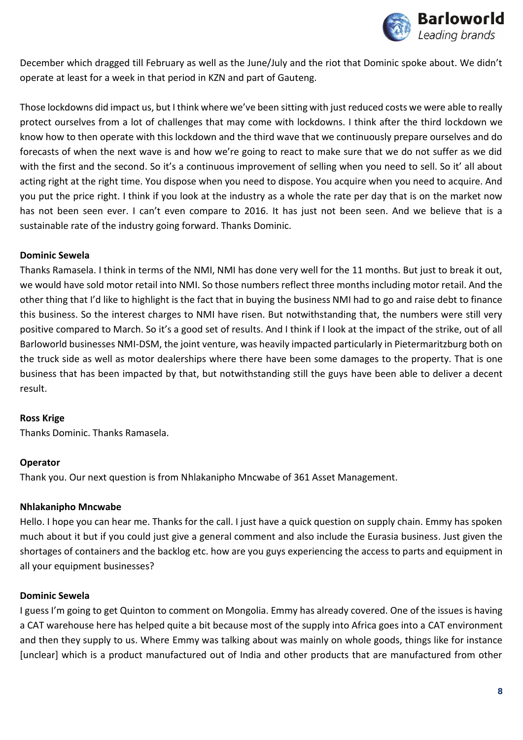December which dragged till February as well as the June/July and the riot that Dominic spoke about. We didn't operate at least for a week in that period in KZN and part of Gauteng.

Those lockdowns did impact us, but I think where we've been sitting with just reduced costs we were able to really protect ourselves from a lot of challenges that may come with lockdowns. I think after the third lockdown we know how to then operate with this lockdown and the third wave that we continuously prepare ourselves and do forecasts of when the next wave is and how we're going to react to make sure that we do not suffer as we did with the first and the second. So it's a continuous improvement of selling when you need to sell. So it' all about acting right at the right time. You dispose when you need to dispose. You acquire when you need to acquire. And you put the price right. I think if you look at the industry as a whole the rate per day that is on the market now has not been seen ever. I can't even compare to 2016. It has just not been seen. And we believe that is a sustainable rate of the industry going forward. Thanks Dominic.

**Dominic Sewela**

Thanks Ramasela. I think in terms of the NMI, NMI has done very well for the 11 months. But just to break it out, we would have sold motor retail into NMI. So those numbers reflect three months including motor retail. And the other thing that I'd like to highlight is the fact that in buying the business NMI had to go and raise debt to finance this business. So the interest charges to NMI have risen. But notwithstanding that, the numbers were still very positive compared to March. So it's a good set of results. And I think if I look at the impact of the strike, out of all Barloworld businesses NMI-DSM, the joint venture, was heavily impacted particularly in Pietermaritzburg both on the truck side as well as motor dealerships where there have been some damages to the property. That is one business that has been impacted by that, but notwithstanding still the guys have been able to deliver a decent result.

**Ross Krige**

Thanks Dominic. Thanks Ramasela.

**Operator**

Thank you. Our next question is from Nhlakanipho Mncwabe of 361 Asset Management.

**Nhlakanipho Mncwabe**

Hello. I hope you can hear me. Thanks for the call. I just have a quick question on supply chain. Emmy has spoken much about it but if you could just give a general comment and also include the Eurasia business. Just given the shortages of containers and the backlog etc. how are you guys experiencing the access to parts and equipment in all your equipment businesses?

**Dominic Sewela**

I guess I'm going to get Quinton to comment on Mongolia. Emmy has already covered. One of the issues is having a CAT warehouse here has helped quite a bit because most of the supply into Africa goes into a CAT environment and then they supply to us. Where Emmy was talking about was mainly on whole goods, things like for instance [unclear] which is a product manufactured out of India and other products that are manufactured from other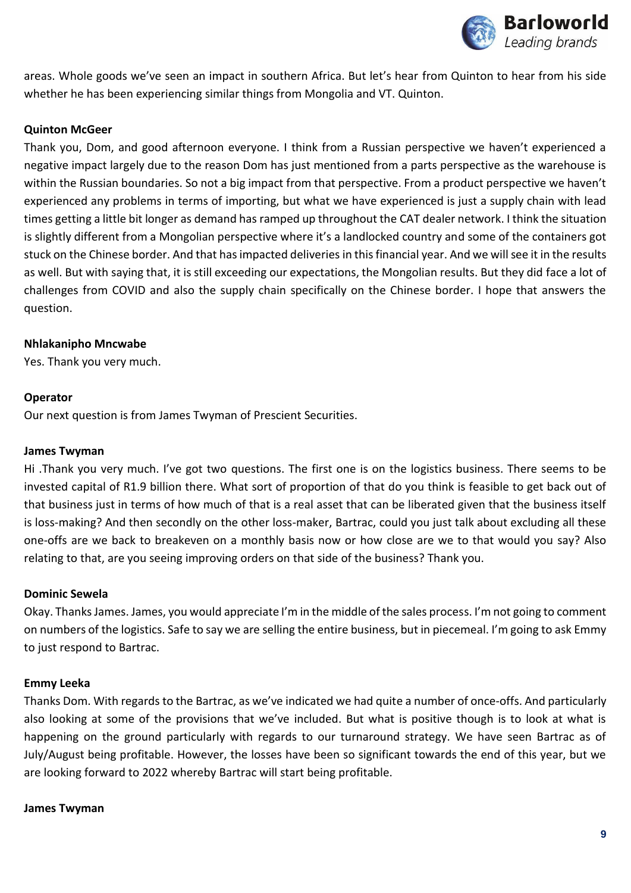areas. Whole goods we've seen an impact in southern Africa. But let's hear from Quinton to hear from his side whether he has been experiencing similar things from Mongolia and VT. Quinton.

**Quinton McGeer**
Thank you, Dom, and good afternoon everyone. I think from a Russian perspective we haven't experienced a negative impact largely due to the reason Dom has just mentioned from a parts perspective as the warehouse is within the Russian boundaries. So not a big impact from that perspective. From a product perspective we haven't experienced any problems in terms of importing, but what we have experienced is just a supply chain with lead times getting a little bit longer as demand has ramped up throughout the CAT dealer network. I think the situation is slightly different from a Mongolian perspective where it's a landlocked country and some of the containers got stuck on the Chinese border. And that has impacted deliveries in this financial year. And we will see it in the results as well. But with saying that, it is still exceeding our expectations, the Mongolian results. But they did face a lot of challenges from COVID and also the supply chain specifically on the Chinese border. I hope that answers the question.

**Nhlakanipho Mncwabe**
Yes. Thank you very much.

**Operator**
Our next question is from James Twyman of Prescient Securities.

**James Twyman**
Hi .Thank you very much. I've got two questions. The first one is on the logistics business. There seems to be invested capital of R1.9 billion there. What sort of proportion of that do you think is feasible to get back out of that business just in terms of how much of that is a real asset that can be liberated given that the business itself is loss-making? And then secondly on the other loss-maker, Bartrac, could you just talk about excluding all these one-offs are we back to breakeven on a monthly basis now or how close are we to that would you say? Also relating to that, are you seeing improving orders on that side of the business? Thank you.

**Dominic Sewela**
Okay. Thanks James. James, you would appreciate I'm in the middle of the sales process. I'm not going to comment on numbers of the logistics. Safe to say we are selling the entire business, but in piecemeal. I'm going to ask Emmy to just respond to Bartrac.

**Emmy Leeka**
Thanks Dom. With regards to the Bartrac, as we've indicated we had quite a number of once-offs. And particularly also looking at some of the provisions that we've included. But what is positive though is to look at what is happening on the ground particularly with regards to our turnaround strategy. We have seen Bartrac as of July/August being profitable. However, the losses have been so significant towards the end of this year, but we are looking forward to 2022 whereby Bartrac will start being profitable.

**James Twyman**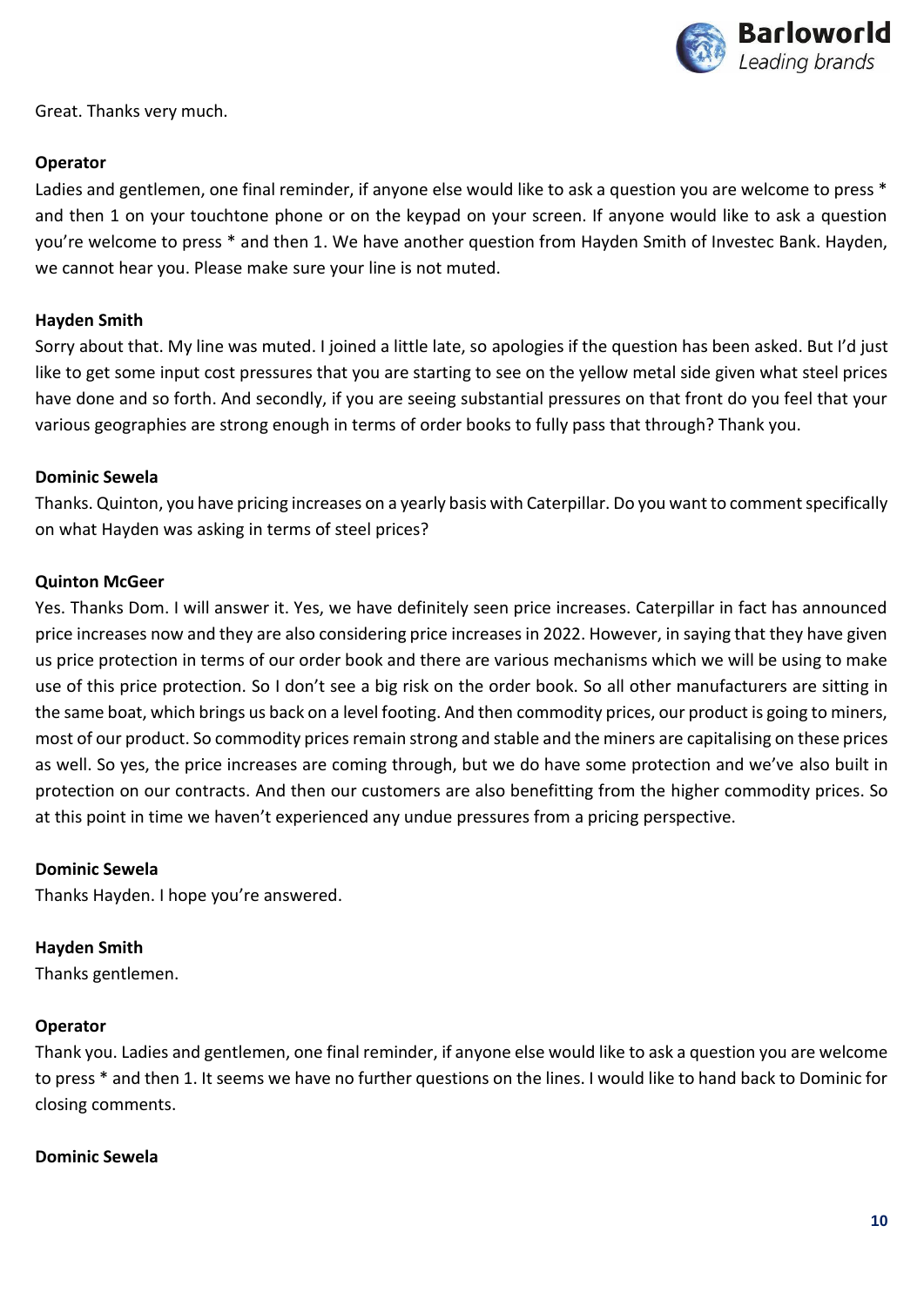Great. Thanks very much.

**Operator**

Ladies and gentlemen, one final reminder, if anyone else would like to ask a question you are welcome to press * and then 1 on your touchtone phone or on the keypad on your screen. If anyone would like to ask a question you're welcome to press * and then 1. We have another question from Hayden Smith of Investec Bank. Hayden, we cannot hear you. Please make sure your line is not muted.

**Hayden Smith**

Sorry about that. My line was muted. I joined a little late, so apologies if the question has been asked. But I'd just like to get some input cost pressures that you are starting to see on the yellow metal side given what steel prices have done and so forth. And secondly, if you are seeing substantial pressures on that front do you feel that your various geographies are strong enough in terms of order books to fully pass that through? Thank you.

**Dominic Sewela**

Thanks. Quinton, you have pricing increases on a yearly basis with Caterpillar. Do you want to comment specifically on what Hayden was asking in terms of steel prices?

**Quinton McGeer**

Yes. Thanks Dom. I will answer it. Yes, we have definitely seen price increases. Caterpillar in fact has announced price increases now and they are also considering price increases in 2022. However, in saying that they have given us price protection in terms of our order book and there are various mechanisms which we will be using to make use of this price protection. So I don't see a big risk on the order book. So all other manufacturers are sitting in the same boat, which brings us back on a level footing. And then commodity prices, our product is going to miners, most of our product. So commodity prices remain strong and stable and the miners are capitalising on these prices as well. So yes, the price increases are coming through, but we do have some protection and we've also built in protection on our contracts. And then our customers are also benefitting from the higher commodity prices. So at this point in time we haven't experienced any undue pressures from a pricing perspective.

**Dominic Sewela**

Thanks Hayden. I hope you're answered.

**Hayden Smith**

Thanks gentlemen.

**Operator**

Thank you. Ladies and gentlemen, one final reminder, if anyone else would like to ask a question you are welcome to press * and then 1. It seems we have no further questions on the lines. I would like to hand back to Dominic for closing comments.

**Dominic Sewela**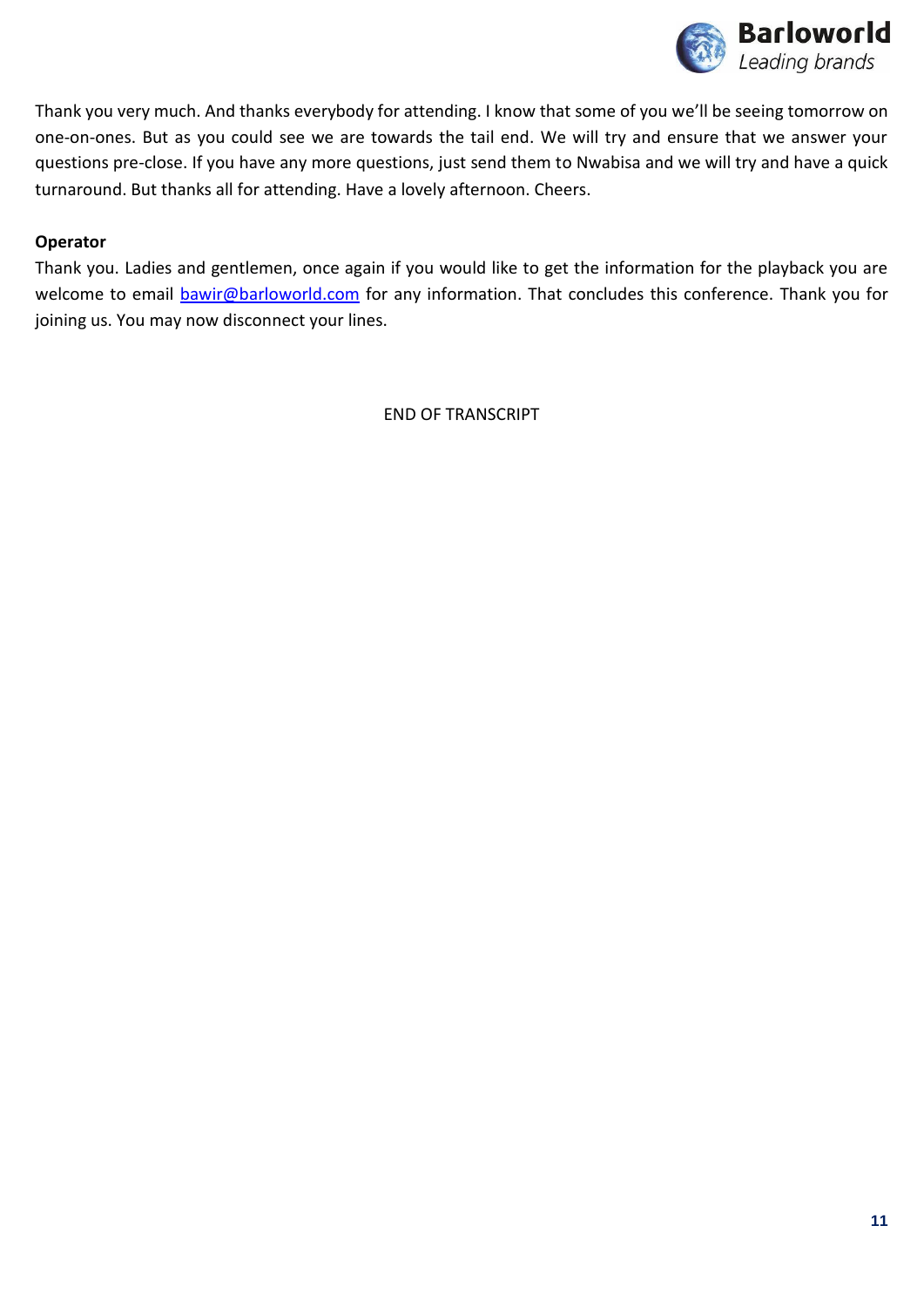Thank you very much. And thanks everybody for attending. I know that some of you we'll be seeing tomorrow on one-on-ones. But as you could see we are towards the tail end. We will try and ensure that we answer your questions pre-close. If you have any more questions, just send them to Nwabisa and we will try and have a quick turnaround. But thanks all for attending. Have a lovely afternoon. Cheers.

**Operator**

Thank you. Ladies and gentlemen, once again if you would like to get the information for the playback you are welcome to email bawir@barloworld.com for any information. That concludes this conference. Thank you for joining us. You may now disconnect your lines.

END OF TRANSCRIPT